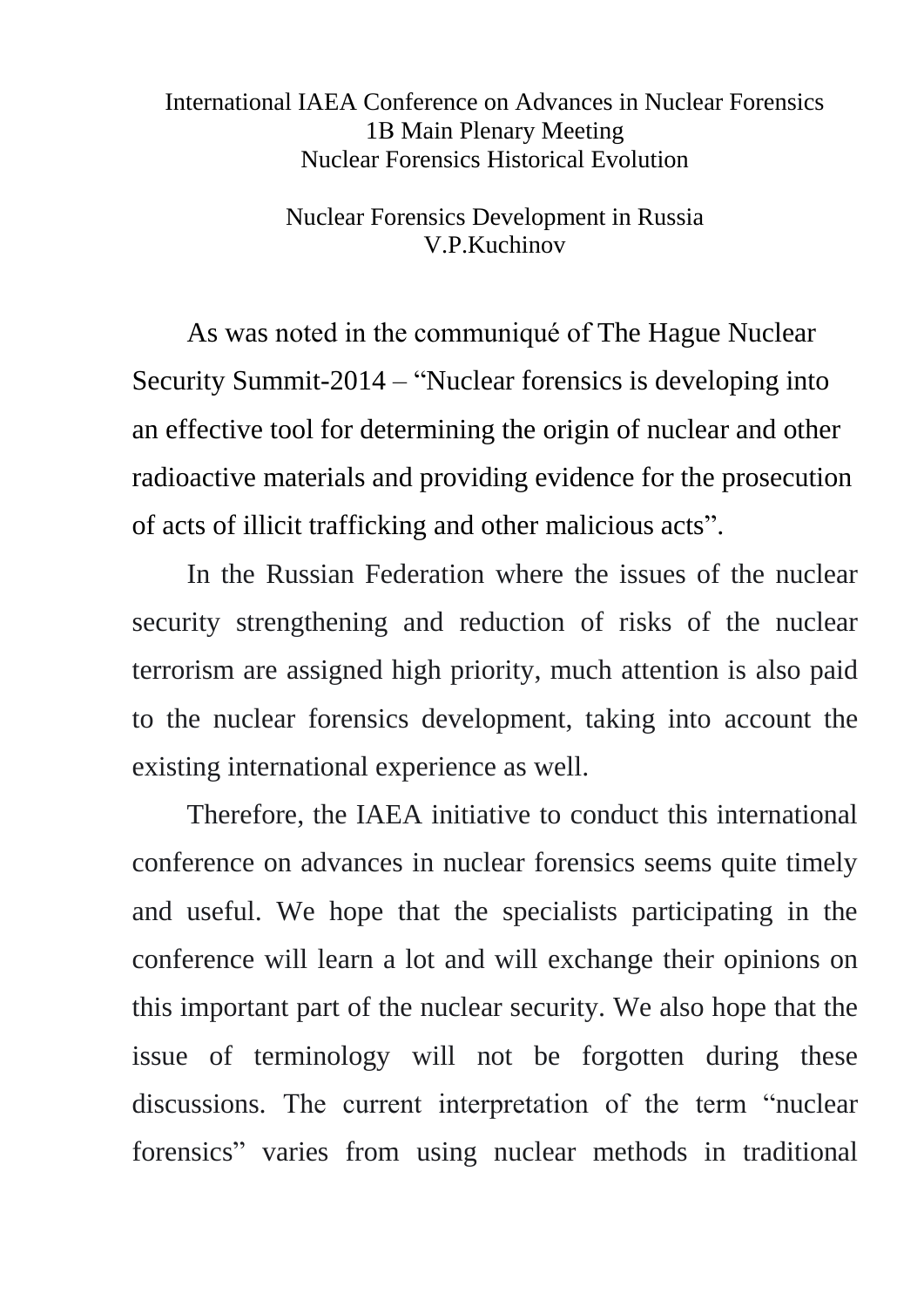International IAEA Conference on Advances in Nuclear Forensics
1B Main Plenary Meeting
Nuclear Forensics Historical Evolution

# Nuclear Forensics Development in Russia

V.P.Kuchinov

As was noted in the communiqué of The Hague Nuclear Security Summit-2014 – “Nuclear forensics is developing into an effective tool for determining the origin of nuclear and other radioactive materials and providing evidence for the prosecution of acts of illicit trafficking and other malicious acts”.

In the Russian Federation where the issues of the nuclear security strengthening and reduction of risks of the nuclear terrorism are assigned high priority, much attention is also paid to the nuclear forensics development, taking into account the existing international experience as well.

Therefore, the IAEA initiative to conduct this international conference on advances in nuclear forensics seems quite timely and useful. We hope that the specialists participating in the conference will learn a lot and will exchange their opinions on this important part of the nuclear security. We also hope that the issue of terminology will not be forgotten during these discussions. The current interpretation of the term “nuclear forensics” varies from using nuclear methods in traditional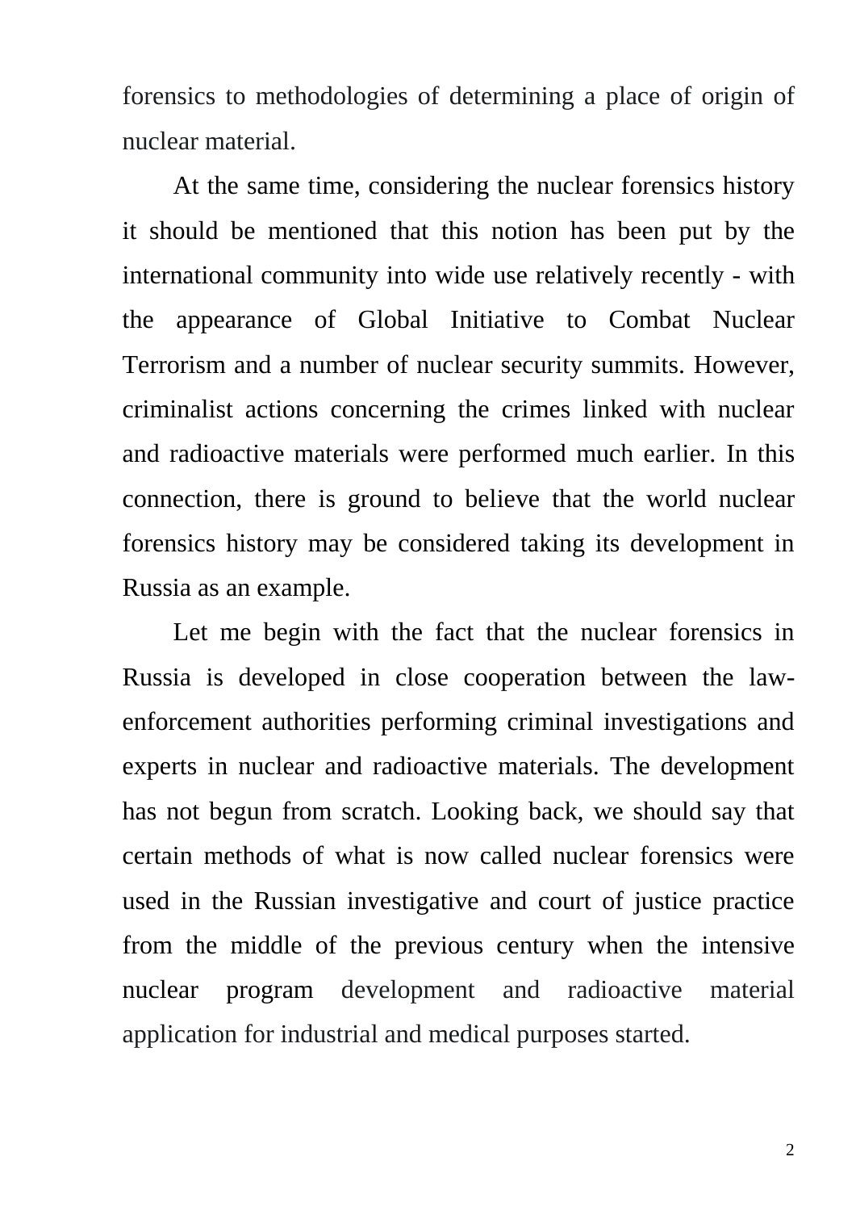forensics to methodologies of determining a place of origin of nuclear material.

At the same time, considering the nuclear forensics history it should be mentioned that this notion has been put by the international community into wide use relatively recently - with the appearance of Global Initiative to Combat Nuclear Terrorism and a number of nuclear security summits. However, criminalist actions concerning the crimes linked with nuclear and radioactive materials were performed much earlier. In this connection, there is ground to believe that the world nuclear forensics history may be considered taking its development in Russia as an example.

Let me begin with the fact that the nuclear forensics in Russia is developed in close cooperation between the law-enforcement authorities performing criminal investigations and experts in nuclear and radioactive materials. The development has not begun from scratch. Looking back, we should say that certain methods of what is now called nuclear forensics were used in the Russian investigative and court of justice practice from the middle of the previous century when the intensive nuclear program development and radioactive material application for industrial and medical purposes started.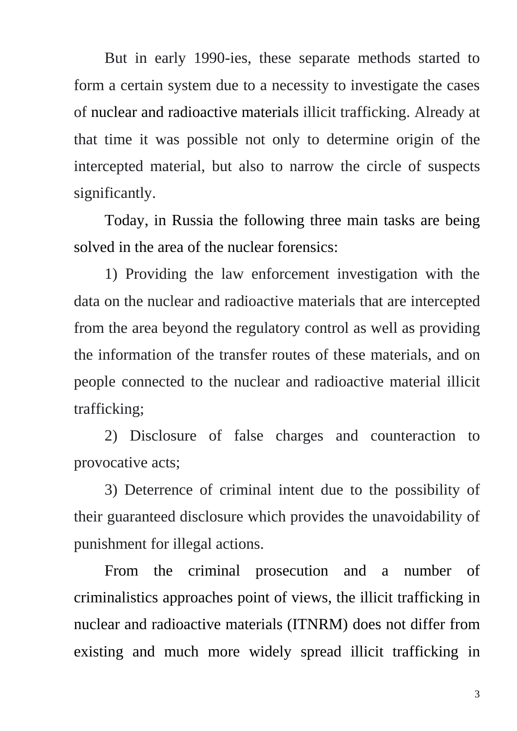But in early 1990-ies, these separate methods started to form a certain system due to a necessity to investigate the cases of nuclear and radioactive materials illicit trafficking. Already at that time it was possible not only to determine origin of the intercepted material, but also to narrow the circle of suspects significantly.

Today, in Russia the following three main tasks are being solved in the area of the nuclear forensics:

1) Providing the law enforcement investigation with the data on the nuclear and radioactive materials that are intercepted from the area beyond the regulatory control as well as providing the information of the transfer routes of these materials, and on people connected to the nuclear and radioactive material illicit trafficking;

2) Disclosure of false charges and counteraction to provocative acts;

3) Deterrence of criminal intent due to the possibility of their guaranteed disclosure which provides the unavoidability of punishment for illegal actions.

From the criminal prosecution and a number of criminalistics approaches point of views, the illicit trafficking in nuclear and radioactive materials (ITNRM) does not differ from existing and much more widely spread illicit trafficking in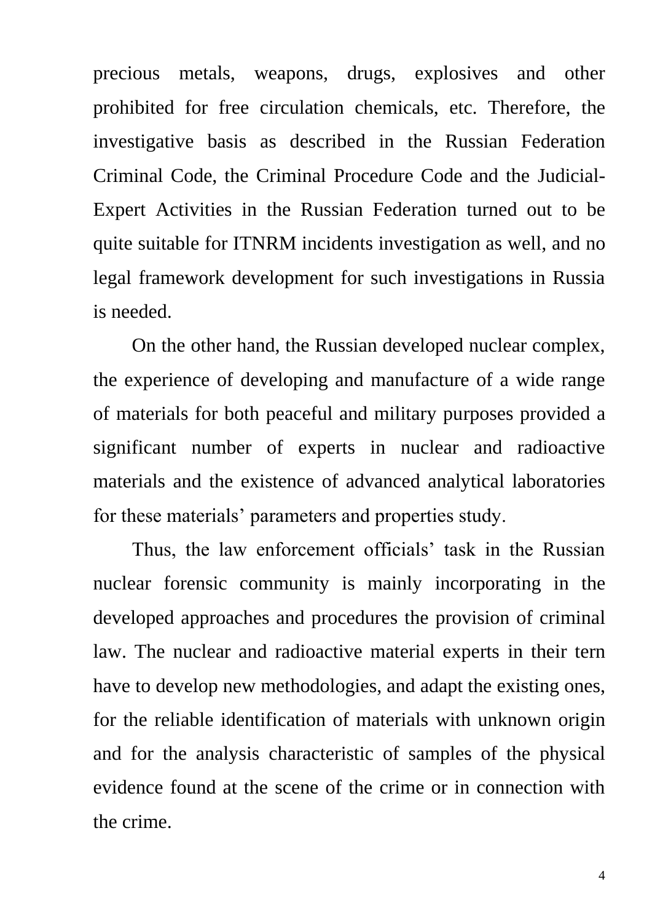precious metals, weapons, drugs, explosives and other prohibited for free circulation chemicals, etc. Therefore, the investigative basis as described in the Russian Federation Criminal Code, the Criminal Procedure Code and the Judicial-Expert Activities in the Russian Federation turned out to be quite suitable for ITNRM incidents investigation as well, and no legal framework development for such investigations in Russia is needed.

On the other hand, the Russian developed nuclear complex, the experience of developing and manufacture of a wide range of materials for both peaceful and military purposes provided a significant number of experts in nuclear and radioactive materials and the existence of advanced analytical laboratories for these materials' parameters and properties study.

Thus, the law enforcement officials' task in the Russian nuclear forensic community is mainly incorporating in the developed approaches and procedures the provision of criminal law. The nuclear and radioactive material experts in their tern have to develop new methodologies, and adapt the existing ones, for the reliable identification of materials with unknown origin and for the analysis characteristic of samples of the physical evidence found at the scene of the crime or in connection with the crime.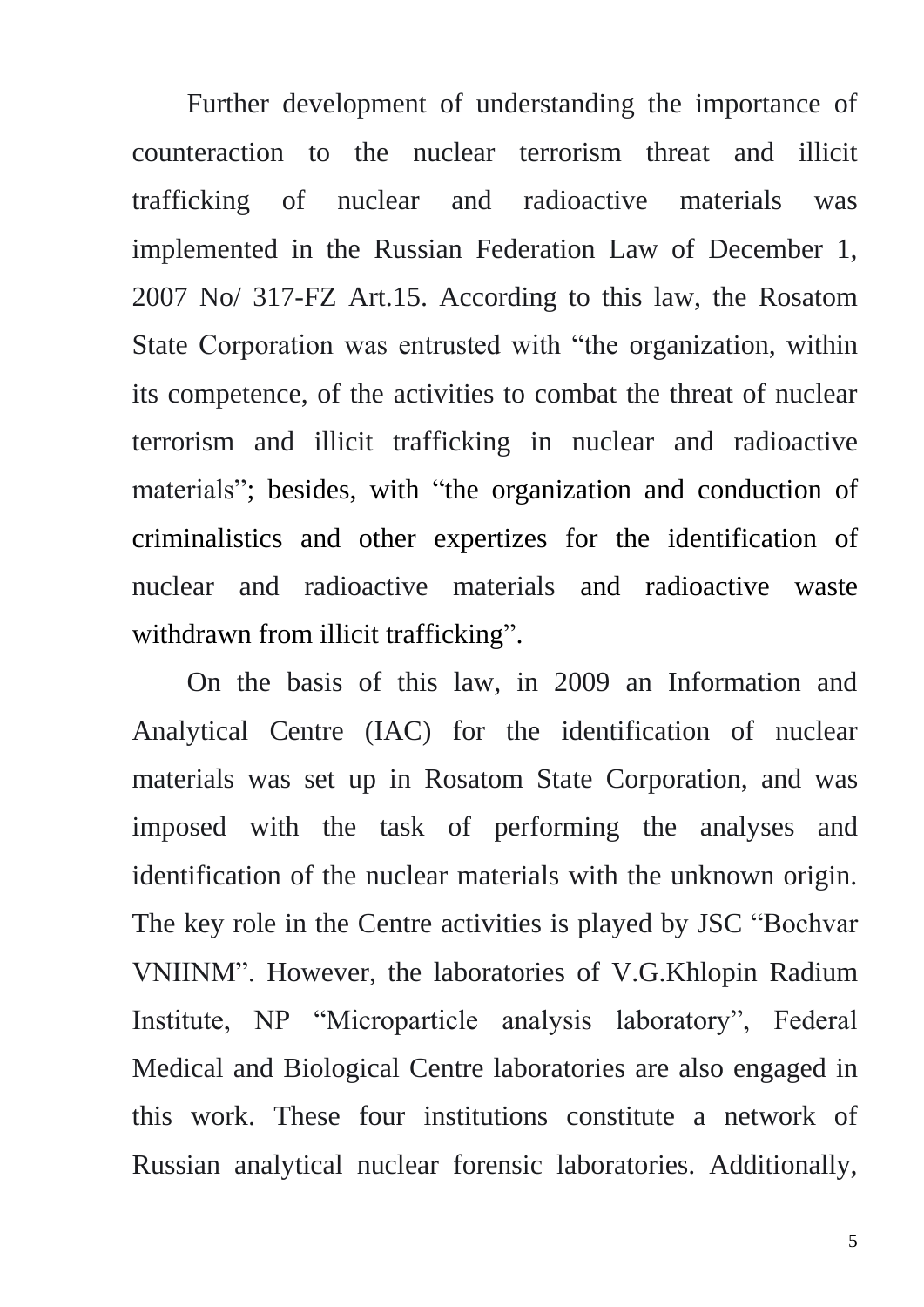Further development of understanding the importance of counteraction to the nuclear terrorism threat and illicit trafficking of nuclear and radioactive materials was implemented in the Russian Federation Law of December 1, 2007 No/ 317-FZ Art.15. According to this law, the Rosatom State Corporation was entrusted with “the organization, within its competence, of the activities to combat the threat of nuclear terrorism and illicit trafficking in nuclear and radioactive materials”; besides, with “the organization and conduction of criminalistics and other expertizes for the identification of nuclear and radioactive materials and radioactive waste withdrawn from illicit trafficking”.

On the basis of this law, in 2009 an Information and Analytical Centre (IAC) for the identification of nuclear materials was set up in Rosatom State Corporation, and was imposed with the task of performing the analyses and identification of the nuclear materials with the unknown origin. The key role in the Centre activities is played by JSC “Bochvar VNIINM”. However, the laboratories of V.G.Khlopin Radium Institute, NP “Microparticle analysis laboratory”, Federal Medical and Biological Centre laboratories are also engaged in this work. These four institutions constitute a network of Russian analytical nuclear forensic laboratories. Additionally,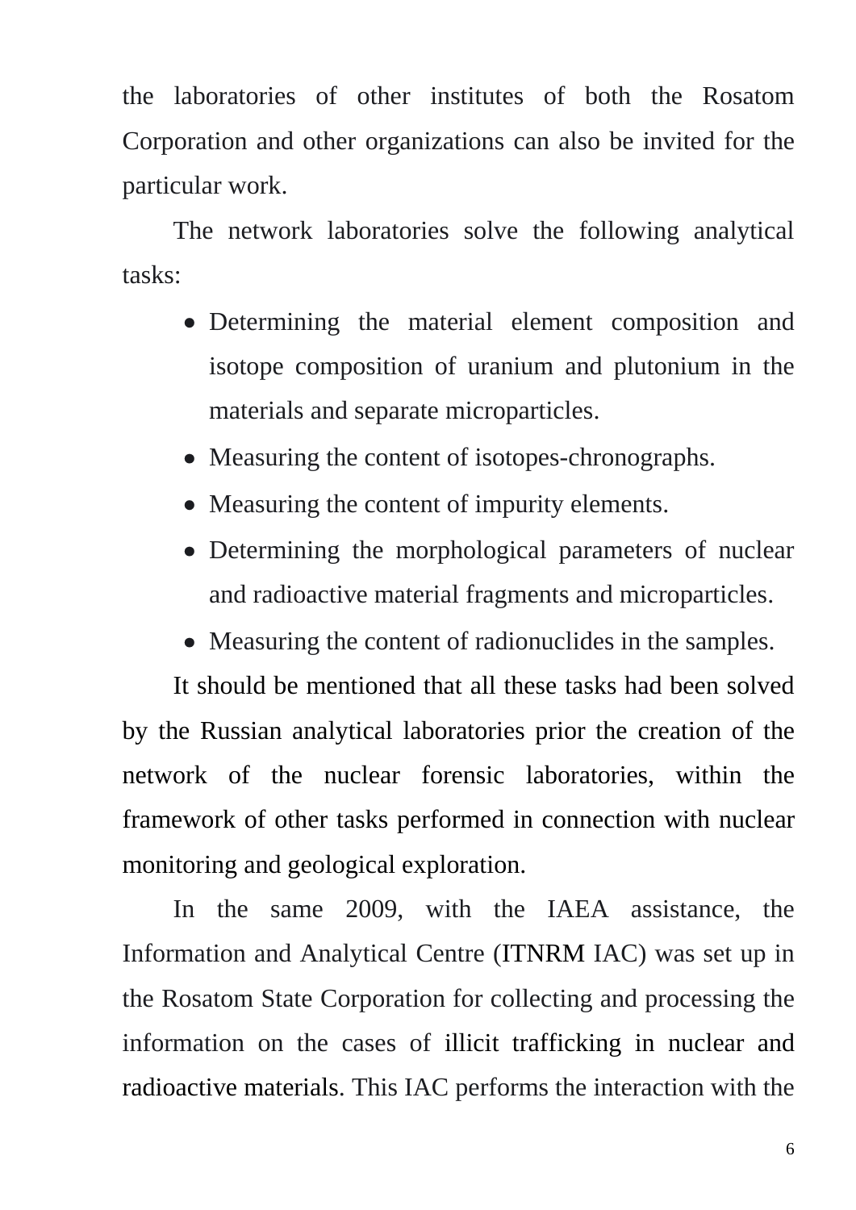the laboratories of other institutes of both the Rosatom Corporation and other organizations can also be invited for the particular work.

The network laboratories solve the following analytical tasks:

- Determining the material element composition and isotope composition of uranium and plutonium in the materials and separate microparticles.
- Measuring the content of isotopes-chronographs.
- Measuring the content of impurity elements.
- Determining the morphological parameters of nuclear and radioactive material fragments and microparticles.
- Measuring the content of radionuclides in the samples.

It should be mentioned that all these tasks had been solved by the Russian analytical laboratories prior the creation of the network of the nuclear forensic laboratories, within the framework of other tasks performed in connection with nuclear monitoring and geological exploration.

In the same 2009, with the IAEA assistance, the Information and Analytical Centre (ITNRM IAC) was set up in the Rosatom State Corporation for collecting and processing the information on the cases of illicit trafficking in nuclear and radioactive materials. This IAC performs the interaction with the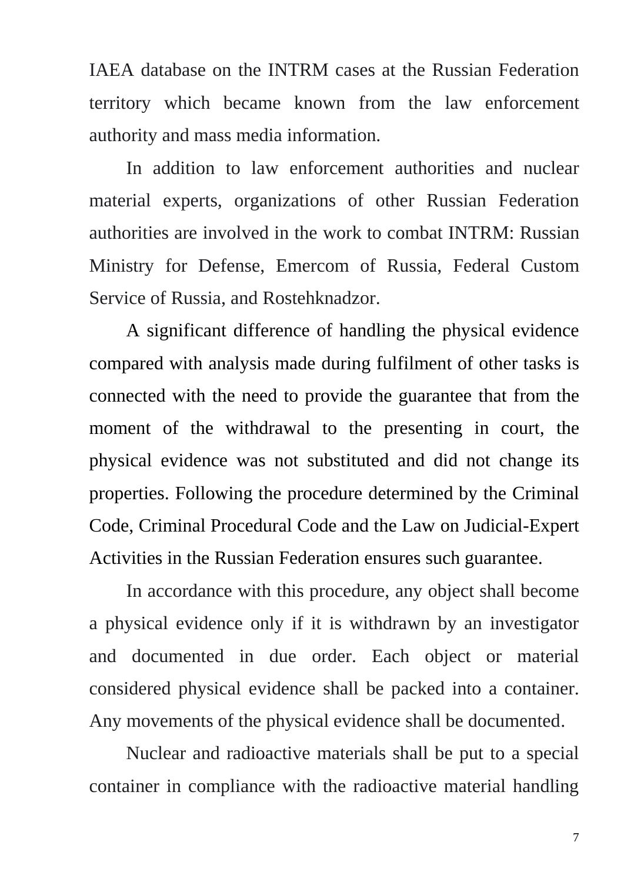IAEA database on the INTRM cases at the Russian Federation territory which became known from the law enforcement authority and mass media information.

In addition to law enforcement authorities and nuclear material experts, organizations of other Russian Federation authorities are involved in the work to combat INTRM: Russian Ministry for Defense, Emercom of Russia, Federal Custom Service of Russia, and Rostehknadzor.

A significant difference of handling the physical evidence compared with analysis made during fulfilment of other tasks is connected with the need to provide the guarantee that from the moment of the withdrawal to the presenting in court, the physical evidence was not substituted and did not change its properties. Following the procedure determined by the Criminal Code, Criminal Procedural Code and the Law on Judicial-Expert Activities in the Russian Federation ensures such guarantee.

In accordance with this procedure, any object shall become a physical evidence only if it is withdrawn by an investigator and documented in due order. Each object or material considered physical evidence shall be packed into a container. Any movements of the physical evidence shall be documented.

Nuclear and radioactive materials shall be put to a special container in compliance with the radioactive material handling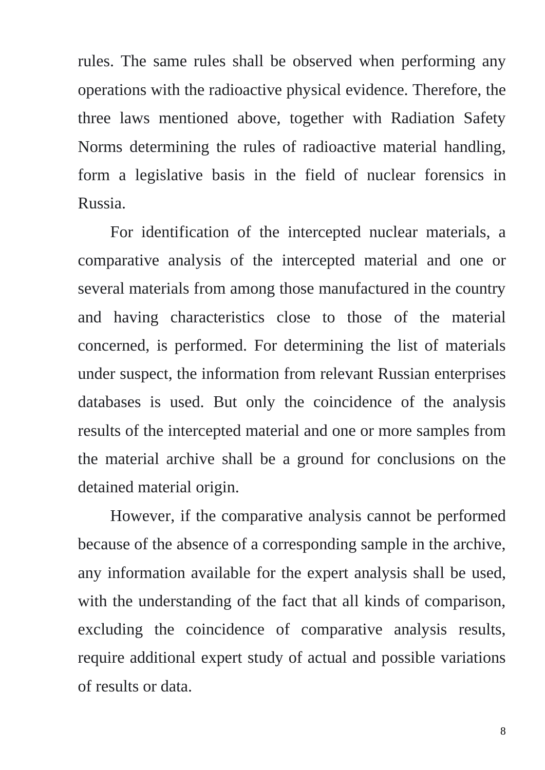rules. The same rules shall be observed when performing any operations with the radioactive physical evidence. Therefore, the three laws mentioned above, together with Radiation Safety Norms determining the rules of radioactive material handling, form a legislative basis in the field of nuclear forensics in Russia.

For identification of the intercepted nuclear materials, a comparative analysis of the intercepted material and one or several materials from among those manufactured in the country and having characteristics close to those of the material concerned, is performed. For determining the list of materials under suspect, the information from relevant Russian enterprises databases is used. But only the coincidence of the analysis results of the intercepted material and one or more samples from the material archive shall be a ground for conclusions on the detained material origin.

However, if the comparative analysis cannot be performed because of the absence of a corresponding sample in the archive, any information available for the expert analysis shall be used, with the understanding of the fact that all kinds of comparison, excluding the coincidence of comparative analysis results, require additional expert study of actual and possible variations of results or data.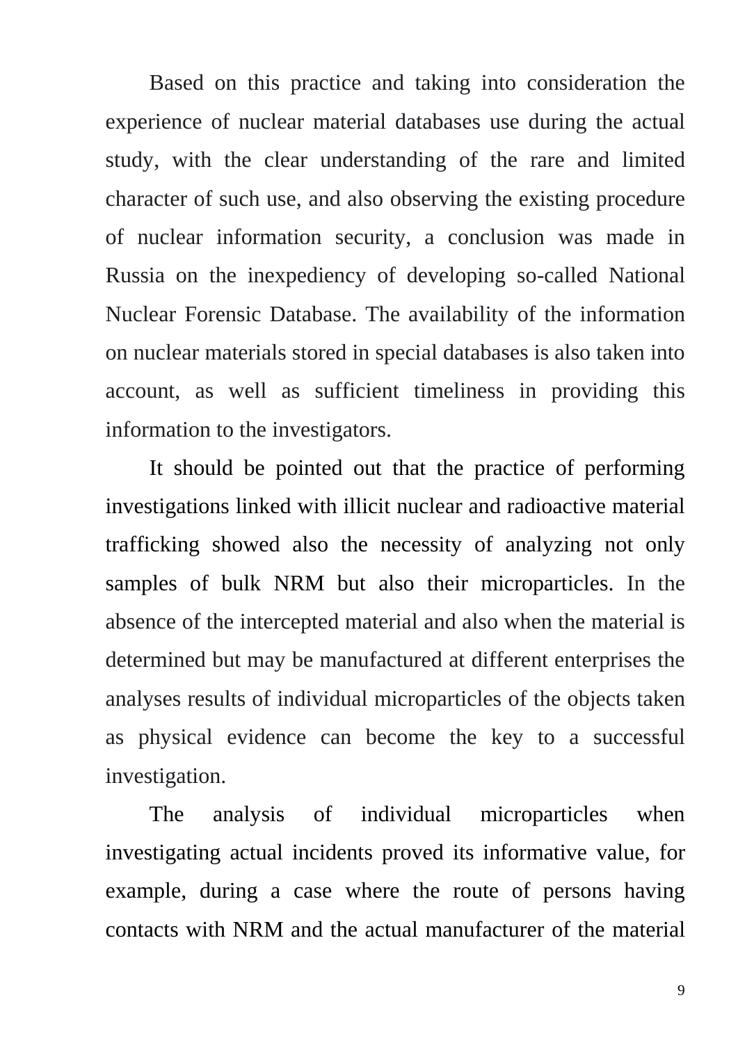Based on this practice and taking into consideration the experience of nuclear material databases use during the actual study, with the clear understanding of the rare and limited character of such use, and also observing the existing procedure of nuclear information security, a conclusion was made in Russia on the inexpediency of developing so-called National Nuclear Forensic Database. The availability of the information on nuclear materials stored in special databases is also taken into account, as well as sufficient timeliness in providing this information to the investigators.

It should be pointed out that the practice of performing investigations linked with illicit nuclear and radioactive material trafficking showed also the necessity of analyzing not only samples of bulk NRM but also their microparticles. In the absence of the intercepted material and also when the material is determined but may be manufactured at different enterprises the analyses results of individual microparticles of the objects taken as physical evidence can become the key to a successful investigation.

The analysis of individual microparticles when investigating actual incidents proved its informative value, for example, during a case where the route of persons having contacts with NRM and the actual manufacturer of the material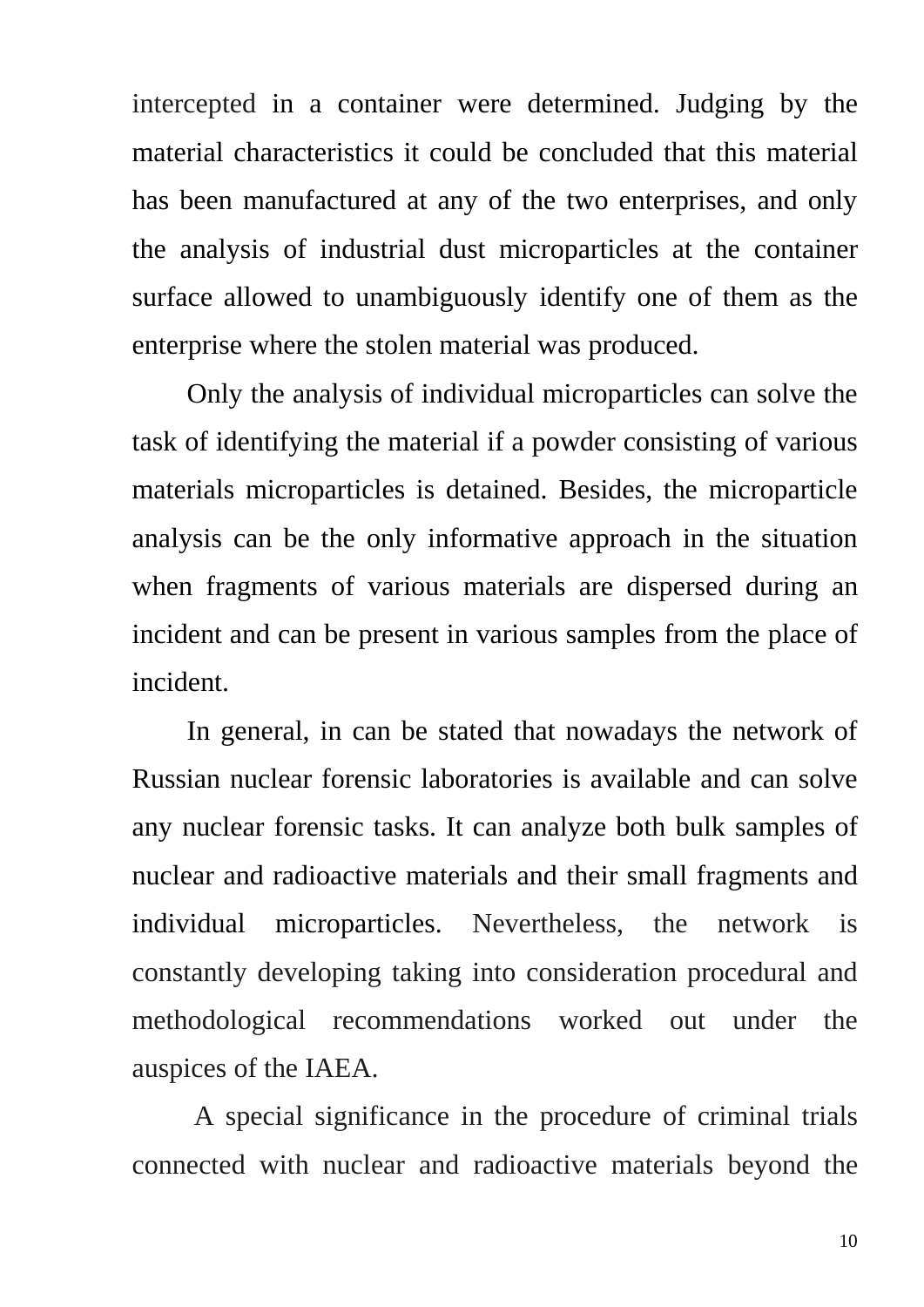intercepted in a container were determined. Judging by the material characteristics it could be concluded that this material has been manufactured at any of the two enterprises, and only the analysis of industrial dust microparticles at the container surface allowed to unambiguously identify one of them as the enterprise where the stolen material was produced.

Only the analysis of individual microparticles can solve the task of identifying the material if a powder consisting of various materials microparticles is detained. Besides, the microparticle analysis can be the only informative approach in the situation when fragments of various materials are dispersed during an incident and can be present in various samples from the place of incident.

In general, in can be stated that nowadays the network of Russian nuclear forensic laboratories is available and can solve any nuclear forensic tasks. It can analyze both bulk samples of nuclear and radioactive materials and their small fragments and individual microparticles. Nevertheless, the network is constantly developing taking into consideration procedural and methodological recommendations worked out under the auspices of the IAEA.

A special significance in the procedure of criminal trials connected with nuclear and radioactive materials beyond the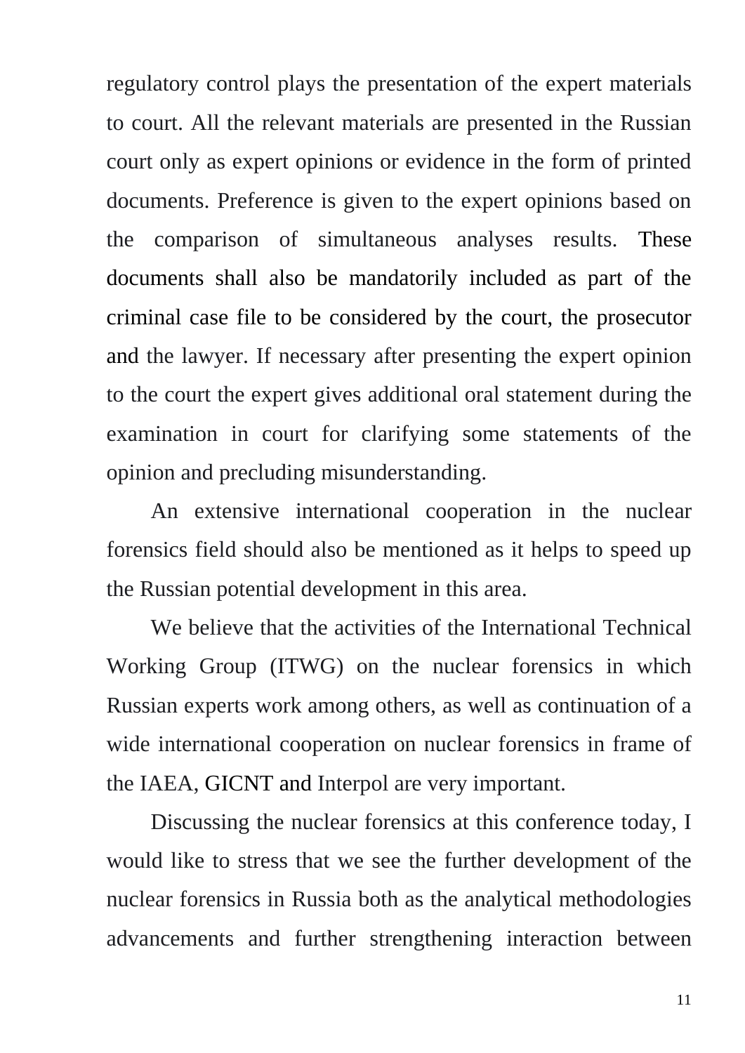regulatory control plays the presentation of the expert materials to court. All the relevant materials are presented in the Russian court only as expert opinions or evidence in the form of printed documents. Preference is given to the expert opinions based on the comparison of simultaneous analyses results. These documents shall also be mandatorily included as part of the criminal case file to be considered by the court, the prosecutor and the lawyer. If necessary after presenting the expert opinion to the court the expert gives additional oral statement during the examination in court for clarifying some statements of the opinion and precluding misunderstanding.

An extensive international cooperation in the nuclear forensics field should also be mentioned as it helps to speed up the Russian potential development in this area.

We believe that the activities of the International Technical Working Group (ITWG) on the nuclear forensics in which Russian experts work among others, as well as continuation of a wide international cooperation on nuclear forensics in frame of the IAEA, GICNT and Interpol are very important.

Discussing the nuclear forensics at this conference today, I would like to stress that we see the further development of the nuclear forensics in Russia both as the analytical methodologies advancements and further strengthening interaction between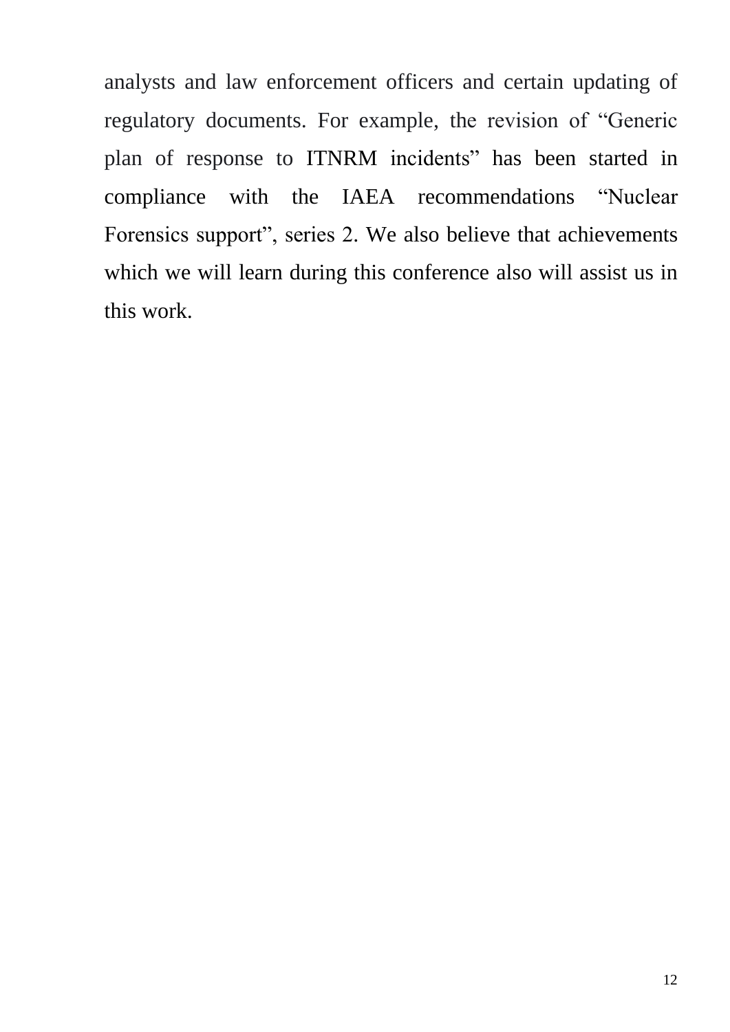analysts and law enforcement officers and certain updating of regulatory documents. For example, the revision of “Generic plan of response to ITNRM incidents” has been started in compliance with the IAEA recommendations “Nuclear Forensics support”, series 2. We also believe that achievements which we will learn during this conference also will assist us in this work.